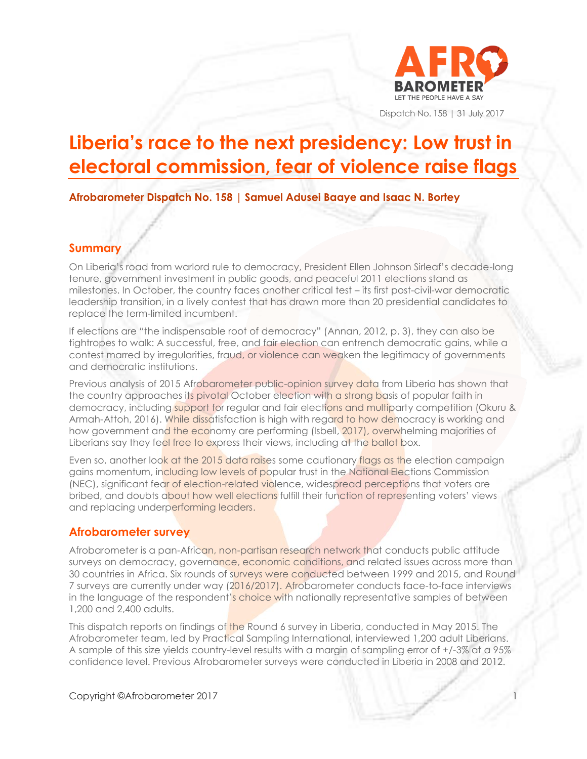Dispatch No. 158 | 31 July 2017

# Liberia's race to the next presidency: Low trust in electoral commission, fear of violence raise flags

**Afrobarometer Dispatch No. 158 | Samuel Adusei Baaye and Isaac N. Bortey**

## Summary

On Liberia's road from warlord rule to democracy, President Ellen Johnson Sirleaf's decade-long tenure, government investment in public goods, and peaceful 2011 elections stand as milestones. In October, the country faces another critical test – its first post-civil-war democratic leadership transition, in a lively contest that has drawn more than 20 presidential candidates to replace the term-limited incumbent.

If elections are "the indispensable root of democracy" (Annan, 2012, p. 3), they can also be tightropes to walk: A successful, free, and fair election can entrench democratic gains, while a contest marred by irregularities, fraud, or violence can weaken the legitimacy of governments and democratic institutions.

Previous analysis of 2015 Afrobarometer public-opinion survey data from Liberia has shown that the country approaches its pivotal October election with a strong basis of popular faith in democracy, including support for regular and fair elections and multiparty competition (Okuru & Armah-Attoh, 2016). While dissatisfaction is high with regard to how democracy is working and how government and the economy are performing (Isbell, 2017), overwhelming majorities of Liberians say they feel free to express their views, including at the ballot box.

Even so, another look at the 2015 data raises some cautionary flags as the election campaign gains momentum, including low levels of popular trust in the National Elections Commission (NEC), significant fear of election-related violence, widespread perceptions that voters are bribed, and doubts about how well elections fulfill their function of representing voters' views and replacing underperforming leaders.

## Afrobarometer survey

Afrobarometer is a pan-African, non-partisan research network that conducts public attitude surveys on democracy, governance, economic conditions, and related issues across more than 30 countries in Africa. Six rounds of surveys were conducted between 1999 and 2015, and Round 7 surveys are currently under way (2016/2017). Afrobarometer conducts face-to-face interviews in the language of the respondent's choice with nationally representative samples of between 1,200 and 2,400 adults.

This dispatch reports on findings of the Round 6 survey in Liberia, conducted in May 2015. The Afrobarometer team, led by Practical Sampling International, interviewed 1,200 adult Liberians. A sample of this size yields country-level results with a margin of sampling error of +/-3% at a 95% confidence level. Previous Afrobarometer surveys were conducted in Liberia in 2008 and 2012.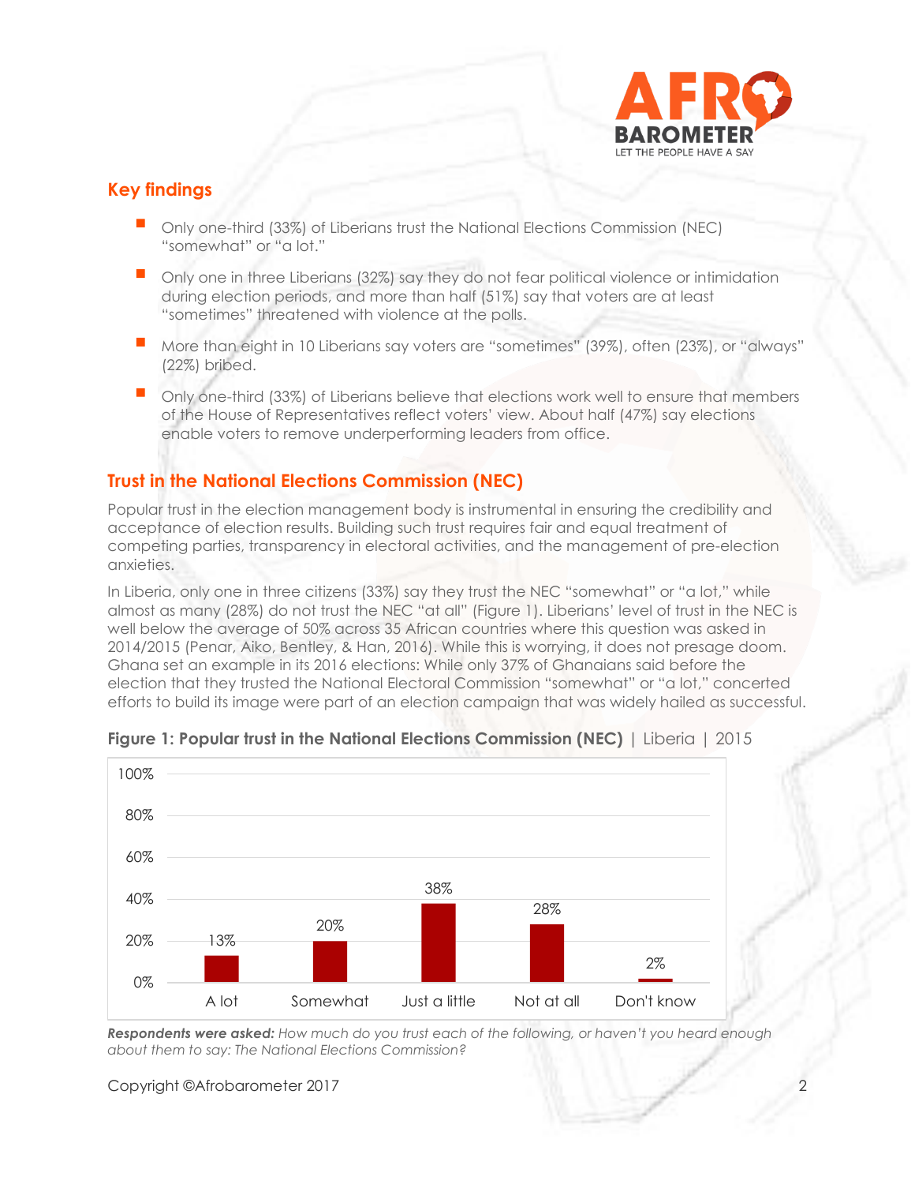## Key findings

- Only one-third (33%) of Liberians trust the National Elections Commission (NEC) "somewhat" or "a lot."
- Only one in three Liberians (32%) say they do not fear political violence or intimidation during election periods, and more than half (51%) say that voters are at least "sometimes" threatened with violence at the polls.
- More than eight in 10 Liberians say voters are "sometimes" (39%), often (23%), or "always" (22%) bribed.
- Only one-third (33%) of Liberians believe that elections work well to ensure that members of the House of Representatives reflect voters' view. About half (47%) say elections enable voters to remove underperforming leaders from office.

## Trust in the National Elections Commission (NEC)

Popular trust in the election management body is instrumental in ensuring the credibility and acceptance of election results. Building such trust requires fair and equal treatment of competing parties, transparency in electoral activities, and the management of pre-election anxieties.

In Liberia, only one in three citizens (33%) say they trust the NEC "somewhat" or "a lot," while almost as many (28%) do not trust the NEC "at all" (Figure 1). Liberians' level of trust in the NEC is well below the average of 50% across 35 African countries where this question was asked in 2014/2015 (Penar, Aiko, Bentley, & Han, 2016). While this is worrying, it does not presage doom. Ghana set an example in its 2016 elections: While only 37% of Ghanaians said before the election that they trusted the National Electoral Commission "somewhat" or "a lot," concerted efforts to build its image were part of an election campaign that was widely hailed as successful.

**Figure 1: Popular trust in the National Elections Commission (NEC)** | Liberia | 2015

| A lot | Somewhat | Just a little | Not at all | Don't know |
|---|---|---|---|---|
| 13% | 20% | 38% | 28% | 2% |

***Respondents were asked:*** *How much do you trust each of the following, or haven't you heard enough about them to say: The National Elections Commission?*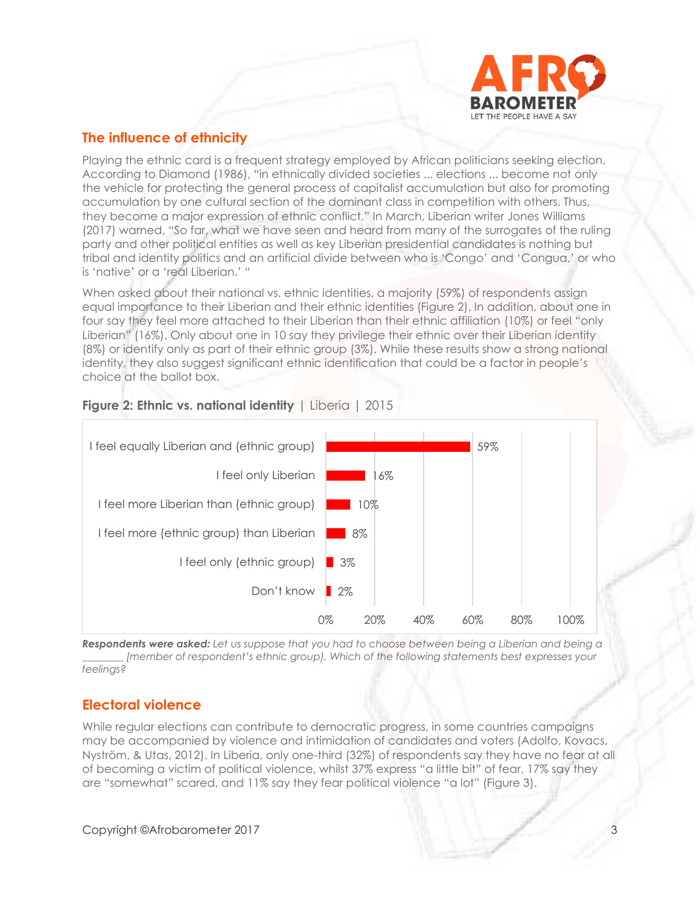## The influence of ethnicity

Playing the ethnic card is a frequent strategy employed by African politicians seeking election. According to Diamond (1986), "in ethnically divided societies ... elections ... become not only the vehicle for protecting the general process of capitalist accumulation but also for promoting accumulation by one cultural section of the dominant class in competition with others. Thus, they become a major expression of ethnic conflict." In March, Liberian writer Jones Williams (2017) warned, "So far, what we have seen and heard from many of the surrogates of the ruling party and other political entities as well as key Liberian presidential candidates is nothing but tribal and identity politics and an artificial divide between who is 'Congo' and 'Congua,' or who is 'native' or a 'real Liberian.' "

When asked about their national vs. ethnic identities, a majority (59%) of respondents assign equal importance to their Liberian and their ethnic identities (Figure 2). In addition, about one in four say they feel more attached to their Liberian than their ethnic affiliation (10%) or feel "only Liberian" (16%). Only about one in 10 say they privilege their ethnic over their Liberian identity (8%) or identify only as part of their ethnic group (3%). While these results show a strong national identity, they also suggest significant ethnic identification that could be a factor in people's choice at the ballot box.

**Figure 2: Ethnic vs. national identity** | Liberia | 2015

| Response | % |
|---|---|
| I feel equally Liberian and (ethnic group) | 59% |
| I feel only Liberian | 16% |
| I feel more Liberian than (ethnic group) | 10% |
| I feel more (ethnic group) than Liberian | 8% |
| I feel only (ethnic group) | 3% |
| Don't know | 2% |

***Respondents were asked:** Let us suppose that you had to choose between being a Liberian and being a ________ [member of respondent's ethnic group). Which of the following statements best expresses your feelings?*

## Electoral violence

While regular elections can contribute to democratic progress, in some countries campaigns may be accompanied by violence and intimidation of candidates and voters (Adolfo, Kovacs, Nyström, & Utas, 2012). In Liberia, only one-third (32%) of respondents say they have no fear at all of becoming a victim of political violence, whilst 37% express "a little bit" of fear, 17% say they are "somewhat" scared, and 11% say they fear political violence "a lot" (Figure 3).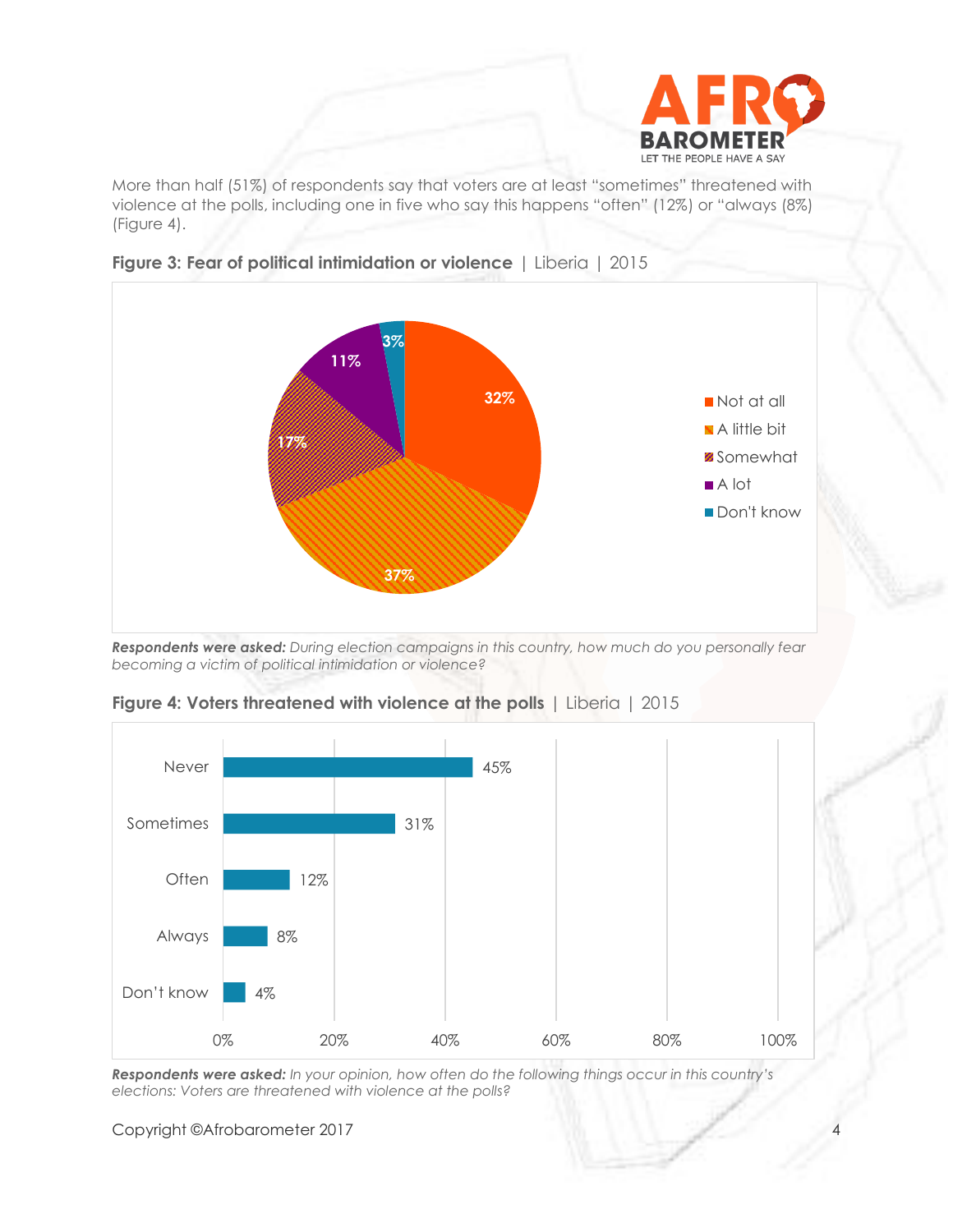More than half (51%) of respondents say that voters are at least "sometimes" threatened with violence at the polls, including one in five who say this happens "often" (12%) or "always (8%) (Figure 4).

**Figure 3: Fear of political intimidation or violence** | Liberia | 2015

| Response | Percentage |
|---|---|
| Not at all | 32% |
| A little bit | 37% |
| Somewhat | 17% |
| A lot | 11% |
| Don't know | 3% |

***Respondents were asked:*** *During election campaigns in this country, how much do you personally fear becoming a victim of political intimidation or violence?*

**Figure 4: Voters threatened with violence at the polls** | Liberia | 2015

| Response | Percentage |
|---|---|
| Never | 45% |
| Sometimes | 31% |
| Often | 12% |
| Always | 8% |
| Don't know | 4% |

***Respondents were asked:*** *In your opinion, how often do the following things occur in this country's elections: Voters are threatened with violence at the polls?*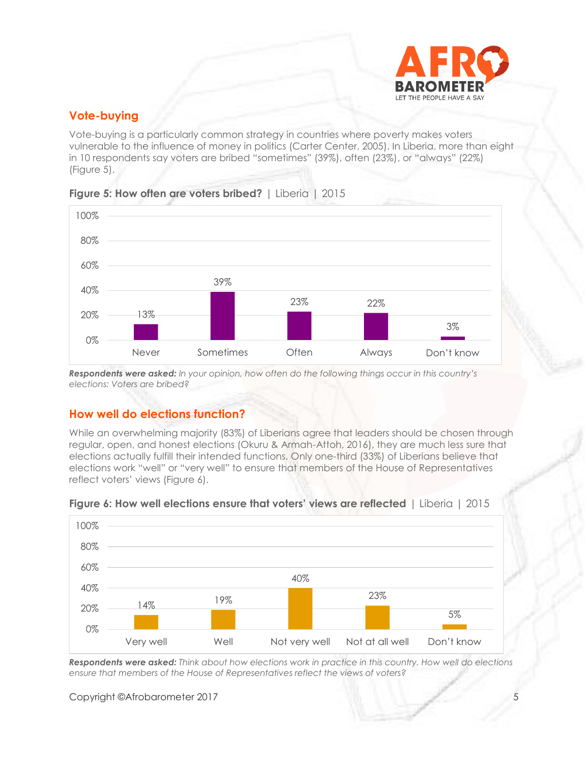## Vote-buying

Vote-buying is a particularly common strategy in countries where poverty makes voters vulnerable to the influence of money in politics (Carter Center, 2005). In Liberia, more than eight in 10 respondents say voters are bribed "sometimes" (39%), often (23%), or "always" (22%) (Figure 5).

**Figure 5: How often are voters bribed?** | Liberia | 2015

| Never | Sometimes | Often | Always | Don't know |
|---|---|---|---|---|
| 13% | 39% | 23% | 22% | 3% |

***Respondents were asked:*** *In your opinion, how often do the following things occur in this country's elections: Voters are bribed?*

## How well do elections function?

While an overwhelming majority (83%) of Liberians agree that leaders should be chosen through regular, open, and honest elections (Okuru & Armah-Attoh, 2016), they are much less sure that elections actually fulfill their intended functions. Only one-third (33%) of Liberians believe that elections work "well" or "very well" to ensure that members of the House of Representatives reflect voters' views (Figure 6).

**Figure 6: How well elections ensure that voters' views are reflected** | Liberia | 2015

| Very well | Well | Not very well | Not at all well | Don't know |
|---|---|---|---|---|
| 14% | 19% | 40% | 23% | 5% |

***Respondents were asked:*** *Think about how elections work in practice in this country. How well do elections ensure that members of the House of Representatives reflect the views of voters?*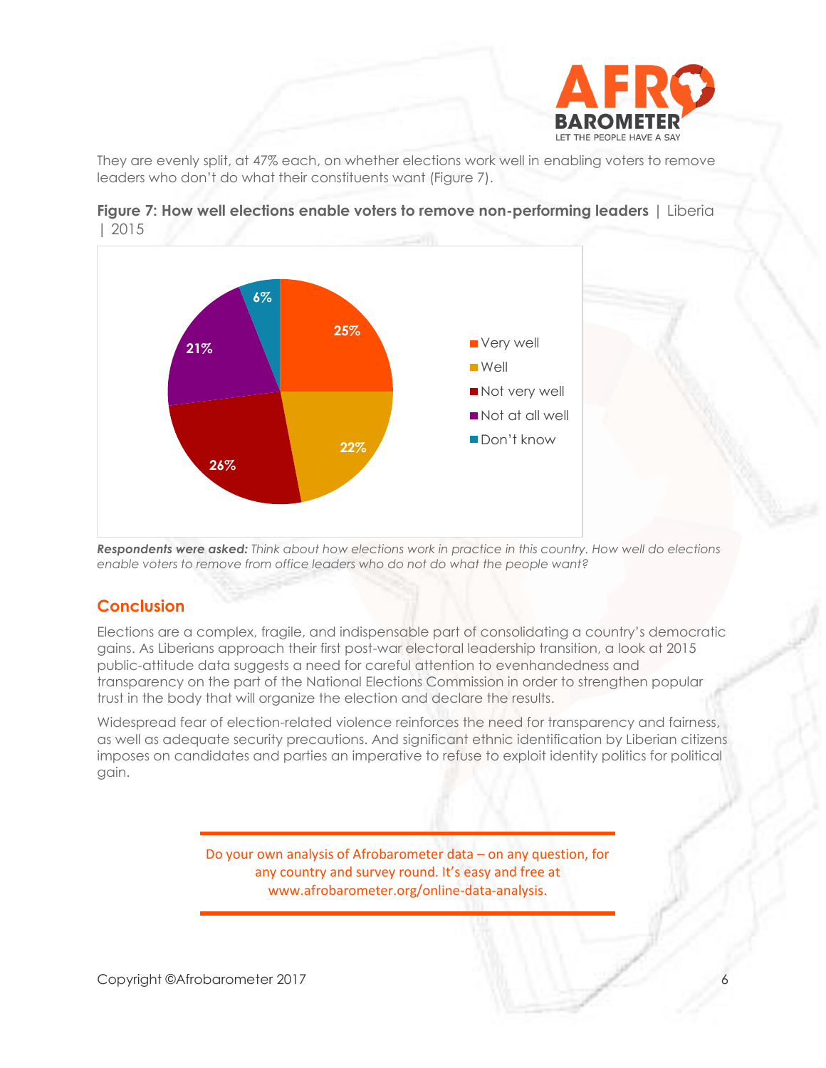They are evenly split, at 47% each, on whether elections work well in enabling voters to remove leaders who don't do what their constituents want (Figure 7).

**Figure 7: How well elections enable voters to remove non-performing leaders** | Liberia | 2015

| Response | % |
|---|---|
| Very well | 25% |
| Well | 22% |
| Not very well | 26% |
| Not at all well | 21% |
| Don't know | 6% |

***Respondents were asked:*** *Think about how elections work in practice in this country. How well do elections enable voters to remove from office leaders who do not do what the people want?*

## Conclusion

Elections are a complex, fragile, and indispensable part of consolidating a country's democratic gains. As Liberians approach their first post-war electoral leadership transition, a look at 2015 public-attitude data suggests a need for careful attention to evenhandedness and transparency on the part of the National Elections Commission in order to strengthen popular trust in the body that will organize the election and declare the results.

Widespread fear of election-related violence reinforces the need for transparency and fairness, as well as adequate security precautions. And significant ethnic identification by Liberian citizens imposes on candidates and parties an imperative to refuse to exploit identity politics for political gain.

Do your own analysis of Afrobarometer data – on any question, for any country and survey round. It's easy and free at www.afrobarometer.org/online-data-analysis.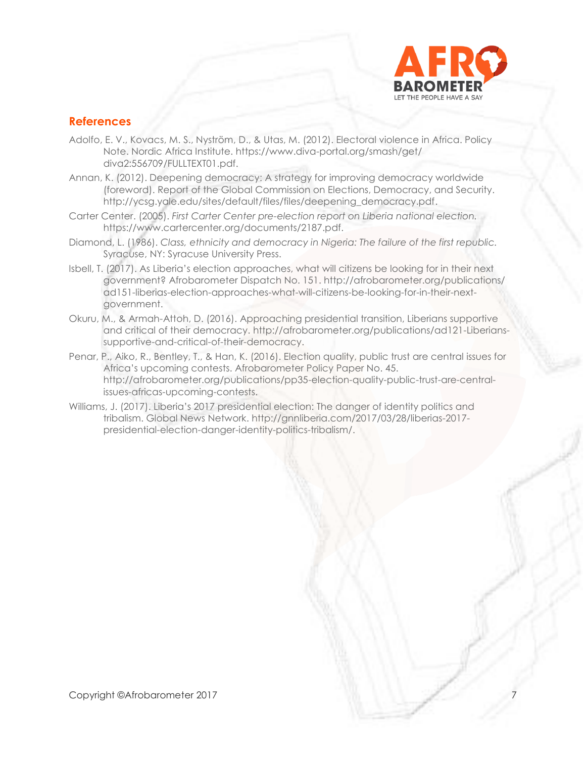## References

Adolfo, E. V., Kovacs, M. S., Nyström, D., & Utas, M. (2012). Electoral violence in Africa. Policy Note. Nordic Africa Institute. https://www.diva-portal.org/smash/get/diva2:556709/FULLTEXT01.pdf.

Annan, K. (2012). Deepening democracy: A strategy for improving democracy worldwide (foreword). Report of the Global Commission on Elections, Democracy, and Security. http://ycsg.yale.edu/sites/default/files/files/deepening_democracy.pdf.

Carter Center. (2005). *First Carter Center pre-election report on Liberia national election.* https://www.cartercenter.org/documents/2187.pdf.

Diamond, L. (1986). *Class, ethnicity and democracy in Nigeria: The failure of the first republic.* Syracuse, NY: Syracuse University Press.

Isbell, T. (2017). As Liberia's election approaches, what will citizens be looking for in their next government? Afrobarometer Dispatch No. 151. http://afrobarometer.org/publications/ad151-liberias-election-approaches-what-will-citizens-be-looking-for-in-their-next-government.

Okuru, M., & Armah-Attoh, D. (2016). Approaching presidential transition, Liberians supportive and critical of their democracy. http://afrobarometer.org/publications/ad121-Liberians-supportive-and-critical-of-their-democracy.

Penar, P., Aiko, R., Bentley, T., & Han, K. (2016). Election quality, public trust are central issues for Africa's upcoming contests. Afrobarometer Policy Paper No. 45. http://afrobarometer.org/publications/pp35-election-quality-public-trust-are-central-issues-africas-upcoming-contests.

Williams, J. (2017). Liberia's 2017 presidential election: The danger of identity politics and tribalism. Global News Network. http://gnnliberia.com/2017/03/28/liberias-2017-presidential-election-danger-identity-politics-tribalism/.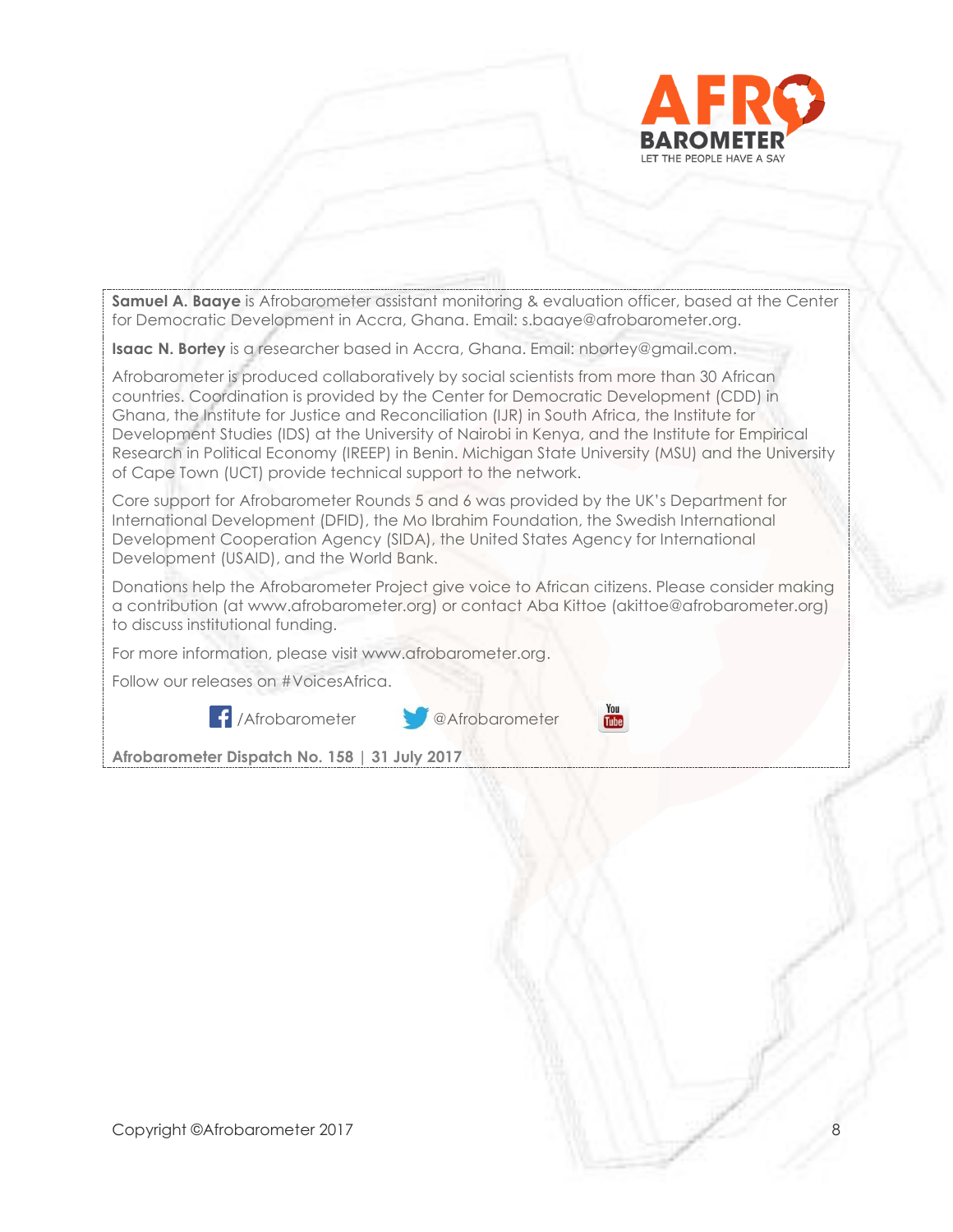**Samuel A. Baaye** is Afrobarometer assistant monitoring & evaluation officer, based at the Center for Democratic Development in Accra, Ghana. Email: s.baaye@afrobarometer.org.

**Isaac N. Bortey** is a researcher based in Accra, Ghana. Email: nbortey@gmail.com.

Afrobarometer is produced collaboratively by social scientists from more than 30 African countries. Coordination is provided by the Center for Democratic Development (CDD) in Ghana, the Institute for Justice and Reconciliation (IJR) in South Africa, the Institute for Development Studies (IDS) at the University of Nairobi in Kenya, and the Institute for Empirical Research in Political Economy (IREEP) in Benin. Michigan State University (MSU) and the University of Cape Town (UCT) provide technical support to the network.

Core support for Afrobarometer Rounds 5 and 6 was provided by the UK's Department for International Development (DFID), the Mo Ibrahim Foundation, the Swedish International Development Cooperation Agency (SIDA), the United States Agency for International Development (USAID), and the World Bank.

Donations help the Afrobarometer Project give voice to African citizens. Please consider making a contribution (at www.afrobarometer.org) or contact Aba Kittoe (akittoe@afrobarometer.org) to discuss institutional funding.

For more information, please visit www.afrobarometer.org.

Follow our releases on #VoicesAfrica.

/Afrobarometer    @Afrobarometer

**Afrobarometer Dispatch No. 158 | 31 July 2017**

Copyright ©Afrobarometer 2017